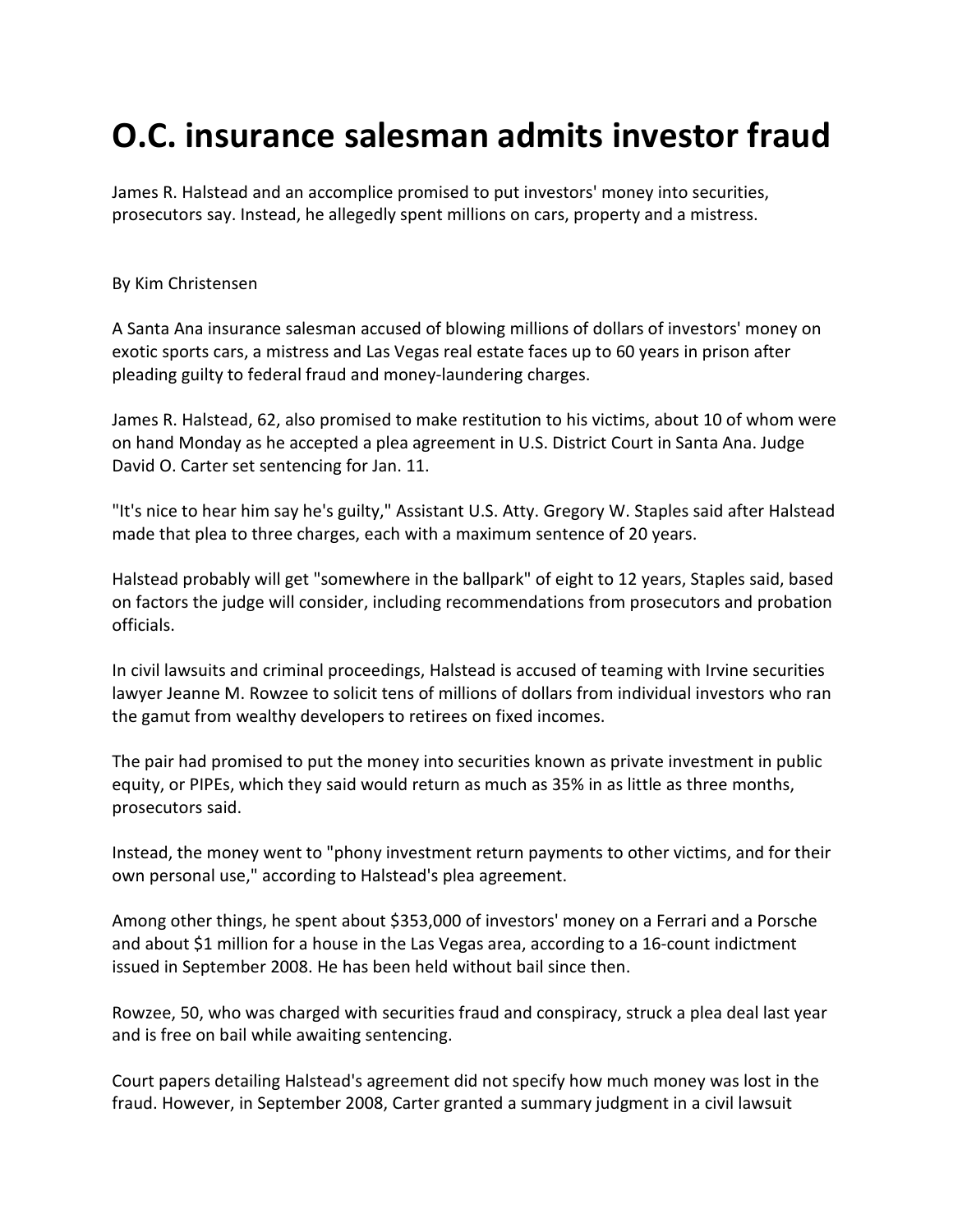# O.C. insurance salesman admits investor fraud

James R. Halstead and an accomplice promised to put investors' money into securities, prosecutors say. Instead, he allegedly spent millions on cars, property and a mistress.

By Kim Christensen

A Santa Ana insurance salesman accused of blowing millions of dollars of investors' money on exotic sports cars, a mistress and Las Vegas real estate faces up to 60 years in prison after pleading guilty to federal fraud and money-laundering charges.

James R. Halstead, 62, also promised to make restitution to his victims, about 10 of whom were on hand Monday as he accepted a plea agreement in U.S. District Court in Santa Ana. Judge David O. Carter set sentencing for Jan. 11.

"It's nice to hear him say he's guilty," Assistant U.S. Atty. Gregory W. Staples said after Halstead made that plea to three charges, each with a maximum sentence of 20 years.

Halstead probably will get "somewhere in the ballpark" of eight to 12 years, Staples said, based on factors the judge will consider, including recommendations from prosecutors and probation officials.

In civil lawsuits and criminal proceedings, Halstead is accused of teaming with Irvine securities lawyer Jeanne M. Rowzee to solicit tens of millions of dollars from individual investors who ran the gamut from wealthy developers to retirees on fixed incomes.

The pair had promised to put the money into securities known as private investment in public equity, or PIPEs, which they said would return as much as 35% in as little as three months, prosecutors said.

Instead, the money went to "phony investment return payments to other victims, and for their own personal use," according to Halstead's plea agreement.

Among other things, he spent about $353,000 of investors' money on a Ferrari and a Porsche and about $1 million for a house in the Las Vegas area, according to a 16-count indictment issued in September 2008. He has been held without bail since then.

Rowzee, 50, who was charged with securities fraud and conspiracy, struck a plea deal last year and is free on bail while awaiting sentencing.

Court papers detailing Halstead's agreement did not specify how much money was lost in the fraud. However, in September 2008, Carter granted a summary judgment in a civil lawsuit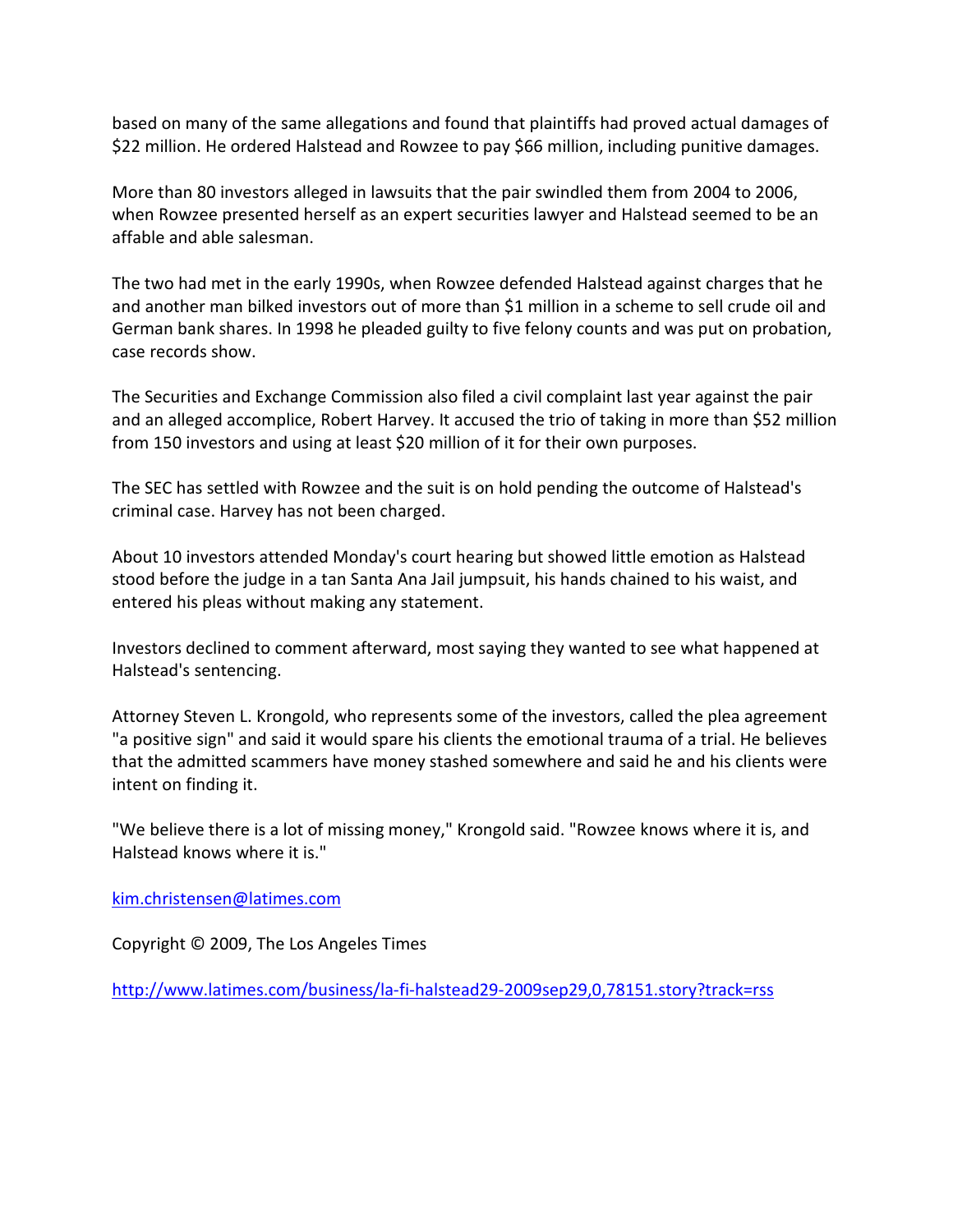based on many of the same allegations and found that plaintiffs had proved actual damages of $22 million. He ordered Halstead and Rowzee to pay $66 million, including punitive damages.

More than 80 investors alleged in lawsuits that the pair swindled them from 2004 to 2006, when Rowzee presented herself as an expert securities lawyer and Halstead seemed to be an affable and able salesman.

The two had met in the early 1990s, when Rowzee defended Halstead against charges that he and another man bilked investors out of more than $1 million in a scheme to sell crude oil and German bank shares. In 1998 he pleaded guilty to five felony counts and was put on probation, case records show.

The Securities and Exchange Commission also filed a civil complaint last year against the pair and an alleged accomplice, Robert Harvey. It accused the trio of taking in more than $52 million from 150 investors and using at least $20 million of it for their own purposes.

The SEC has settled with Rowzee and the suit is on hold pending the outcome of Halstead's criminal case. Harvey has not been charged.

About 10 investors attended Monday's court hearing but showed little emotion as Halstead stood before the judge in a tan Santa Ana Jail jumpsuit, his hands chained to his waist, and entered his pleas without making any statement.

Investors declined to comment afterward, most saying they wanted to see what happened at Halstead's sentencing.

Attorney Steven L. Krongold, who represents some of the investors, called the plea agreement "a positive sign" and said it would spare his clients the emotional trauma of a trial. He believes that the admitted scammers have money stashed somewhere and said he and his clients were intent on finding it.

"We believe there is a lot of missing money," Krongold said. "Rowzee knows where it is, and Halstead knows where it is."

kim.christensen@latimes.com

Copyright © 2009, The Los Angeles Times

http://www.latimes.com/business/la-fi-halstead29-2009sep29,0,78151.story?track=rss